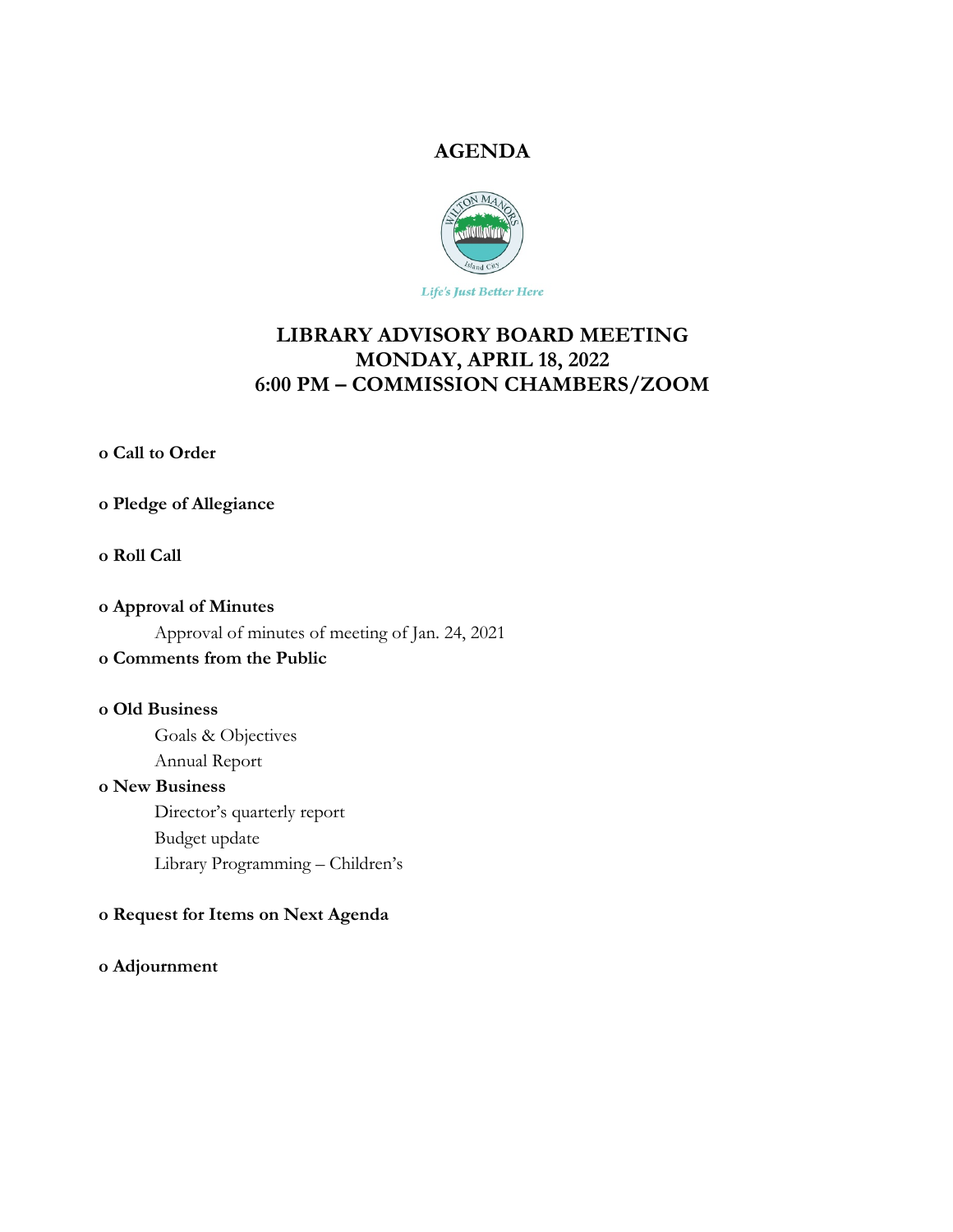# AGENDA

*Life's Just Better Here*

## LIBRARY ADVISORY BOARD MEETING
## MONDAY, APRIL 18, 2022
## 6:00 PM – COMMISSION CHAMBERS/ZOOM

- **Call to Order**

- **Pledge of Allegiance**

- **Roll Call**

- **Approval of Minutes**

  Approval of minutes of meeting of Jan. 24, 2021

- **Comments from the Public**

- **Old Business**

  Goals & Objectives

  Annual Report

- **New Business**

  Director's quarterly report

  Budget update

  Library Programming – Children's

- **Request for Items on Next Agenda**

- **Adjournment**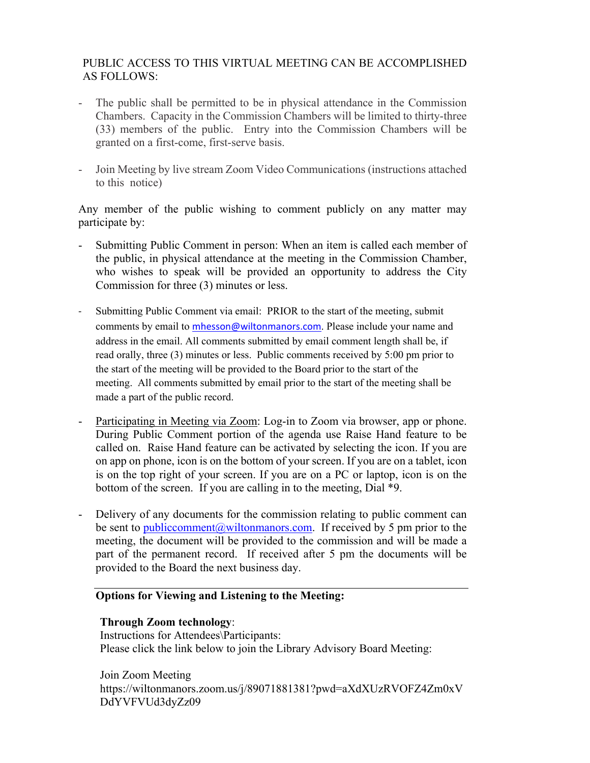PUBLIC ACCESS TO THIS VIRTUAL MEETING CAN BE ACCOMPLISHED AS FOLLOWS:

- The public shall be permitted to be in physical attendance in the Commission Chambers. Capacity in the Commission Chambers will be limited to thirty-three (33) members of the public. Entry into the Commission Chambers will be granted on a first-come, first-serve basis.

- Join Meeting by live stream Zoom Video Communications (instructions attached to this notice)

Any member of the public wishing to comment publicly on any matter may participate by:

- Submitting Public Comment in person: When an item is called each member of the public, in physical attendance at the meeting in the Commission Chamber, who wishes to speak will be provided an opportunity to address the City Commission for three (3) minutes or less.

- Submitting Public Comment via email: PRIOR to the start of the meeting, submit comments by email to mhesson@wiltonmanors.com. Please include your name and address in the email. All comments submitted by email comment length shall be, if read orally, three (3) minutes or less. Public comments received by 5:00 pm prior to the start of the meeting will be provided to the Board prior to the start of the meeting. All comments submitted by email prior to the start of the meeting shall be made a part of the public record.

- Participating in Meeting via Zoom: Log-in to Zoom via browser, app or phone. During Public Comment portion of the agenda use Raise Hand feature to be called on. Raise Hand feature can be activated by selecting the icon. If you are on app on phone, icon is on the bottom of your screen. If you are on a tablet, icon is on the top right of your screen. If you are on a PC or laptop, icon is on the bottom of the screen. If you are calling in to the meeting, Dial *9.

- Delivery of any documents for the commission relating to public comment can be sent to publiccomment@wiltonmanors.com. If received by 5 pm prior to the meeting, the document will be provided to the commission and will be made a part of the permanent record. If received after 5 pm the documents will be provided to the Board the next business day.

---

**Options for Viewing and Listening to the Meeting:**

**Through Zoom technology**:
Instructions for Attendees\Participants:
Please click the link below to join the Library Advisory Board Meeting:

Join Zoom Meeting
https://wiltonmanors.zoom.us/j/89071881381?pwd=aXdXUzRVOFZ4Zm0xVDdYVFVUd3dyZz09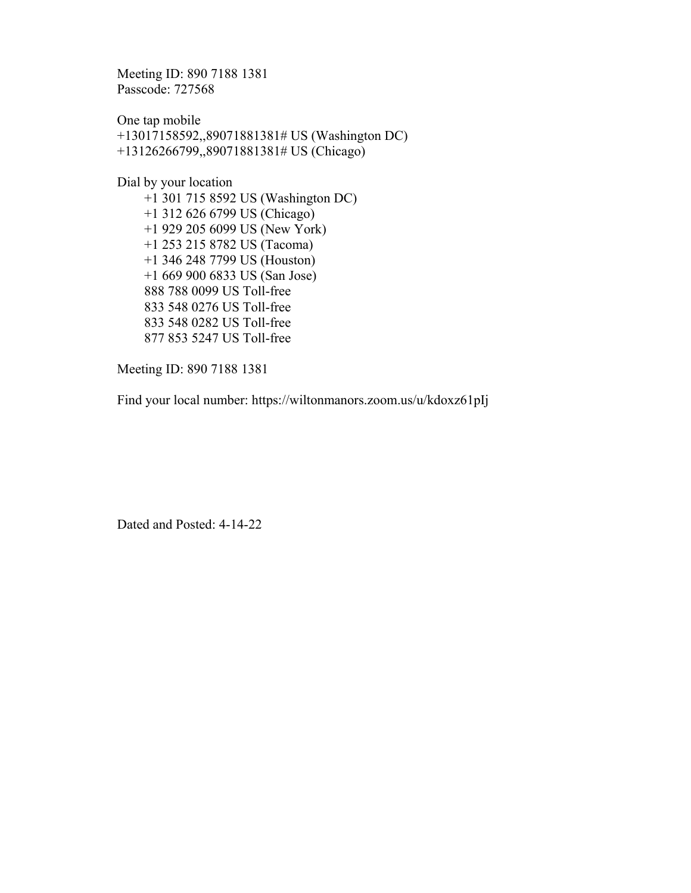Meeting ID: 890 7188 1381
Passcode: 727568

One tap mobile
+13017158592,,89071881381# US (Washington DC)
+13126266799,,89071881381# US (Chicago)

Dial by your location
- +1 301 715 8592 US (Washington DC)
- +1 312 626 6799 US (Chicago)
- +1 929 205 6099 US (New York)
- +1 253 215 8782 US (Tacoma)
- +1 346 248 7799 US (Houston)
- +1 669 900 6833 US (San Jose)
- 888 788 0099 US Toll-free
- 833 548 0276 US Toll-free
- 833 548 0282 US Toll-free
- 877 853 5247 US Toll-free

Meeting ID: 890 7188 1381

Find your local number: https://wiltonmanors.zoom.us/u/kdoxz61pIj

Dated and Posted: 4-14-22